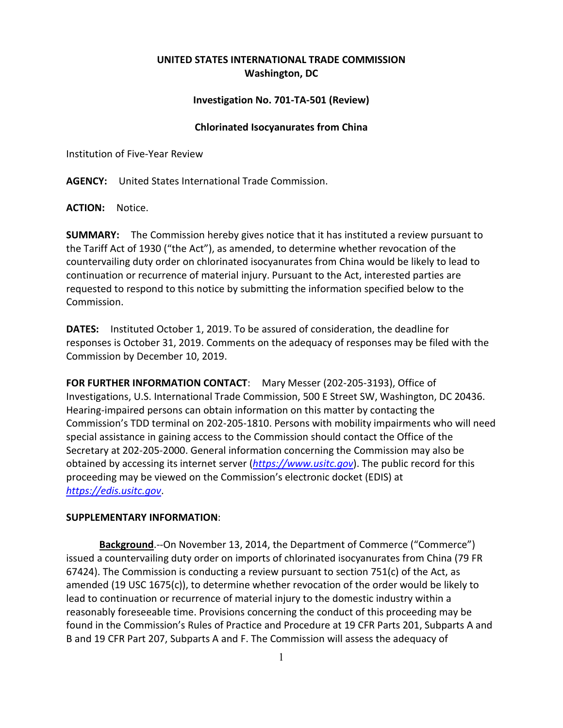**UNITED STATES INTERNATIONAL TRADE COMMISSION**
**Washington, DC**

**Investigation No. 701-TA-501 (Review)**

**Chlorinated Isocyanurates from China**

Institution of Five-Year Review

**AGENCY:** United States International Trade Commission.

**ACTION:** Notice.

**SUMMARY:** The Commission hereby gives notice that it has instituted a review pursuant to the Tariff Act of 1930 ("the Act"), as amended, to determine whether revocation of the countervailing duty order on chlorinated isocyanurates from China would be likely to lead to continuation or recurrence of material injury. Pursuant to the Act, interested parties are requested to respond to this notice by submitting the information specified below to the Commission.

**DATES:** Instituted October 1, 2019. To be assured of consideration, the deadline for responses is October 31, 2019. Comments on the adequacy of responses may be filed with the Commission by December 10, 2019.

**FOR FURTHER INFORMATION CONTACT**: Mary Messer (202-205-3193), Office of Investigations, U.S. International Trade Commission, 500 E Street SW, Washington, DC 20436. Hearing-impaired persons can obtain information on this matter by contacting the Commission's TDD terminal on 202-205-1810. Persons with mobility impairments who will need special assistance in gaining access to the Commission should contact the Office of the Secretary at 202-205-2000. General information concerning the Commission may also be obtained by accessing its internet server (*https://www.usitc.gov*). The public record for this proceeding may be viewed on the Commission's electronic docket (EDIS) at *https://edis.usitc.gov*.

**SUPPLEMENTARY INFORMATION**:

**Background**.--On November 13, 2014, the Department of Commerce ("Commerce") issued a countervailing duty order on imports of chlorinated isocyanurates from China (79 FR 67424). The Commission is conducting a review pursuant to section 751(c) of the Act, as amended (19 USC 1675(c)), to determine whether revocation of the order would be likely to lead to continuation or recurrence of material injury to the domestic industry within a reasonably foreseeable time. Provisions concerning the conduct of this proceeding may be found in the Commission's Rules of Practice and Procedure at 19 CFR Parts 201, Subparts A and B and 19 CFR Part 207, Subparts A and F. The Commission will assess the adequacy of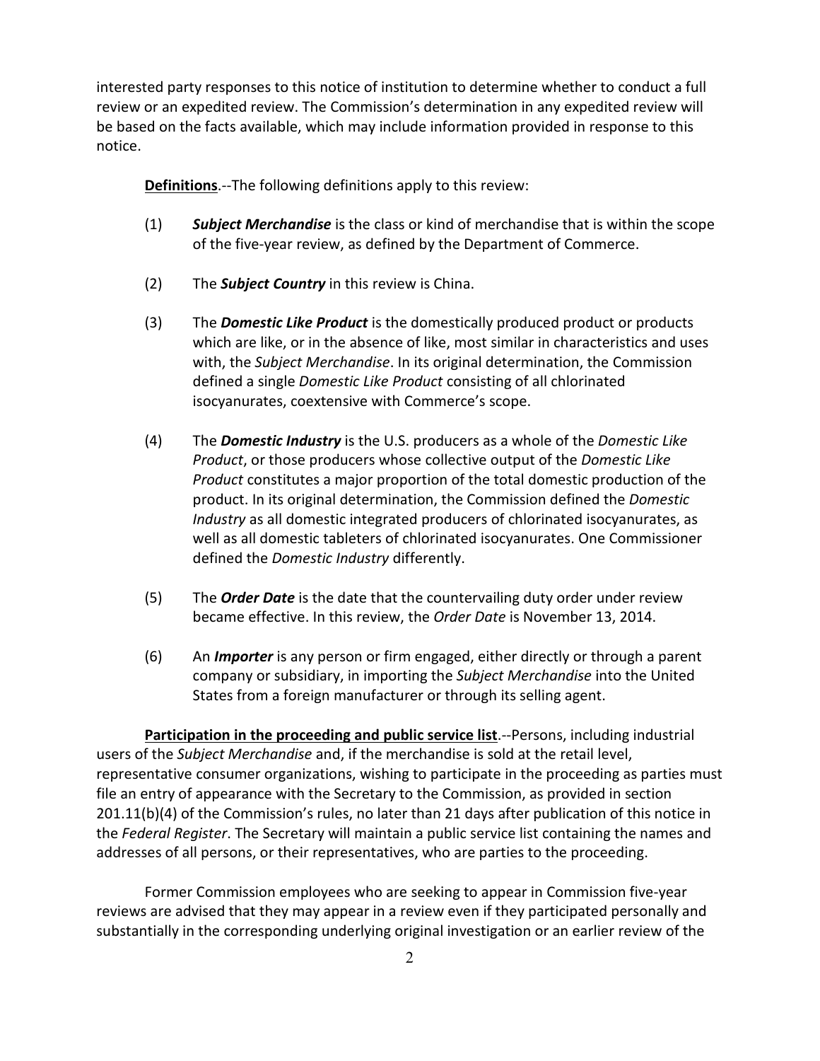interested party responses to this notice of institution to determine whether to conduct a full review or an expedited review. The Commission's determination in any expedited review will be based on the facts available, which may include information provided in response to this notice.

**Definitions**.--The following definitions apply to this review:

(1) ***Subject Merchandise*** is the class or kind of merchandise that is within the scope of the five-year review, as defined by the Department of Commerce.

(2) The ***Subject Country*** in this review is China.

(3) The ***Domestic Like Product*** is the domestically produced product or products which are like, or in the absence of like, most similar in characteristics and uses with, the *Subject Merchandise*. In its original determination, the Commission defined a single *Domestic Like Product* consisting of all chlorinated isocyanurates, coextensive with Commerce's scope.

(4) The ***Domestic Industry*** is the U.S. producers as a whole of the *Domestic Like Product*, or those producers whose collective output of the *Domestic Like Product* constitutes a major proportion of the total domestic production of the product. In its original determination, the Commission defined the *Domestic Industry* as all domestic integrated producers of chlorinated isocyanurates, as well as all domestic tableters of chlorinated isocyanurates. One Commissioner defined the *Domestic Industry* differently.

(5) The ***Order Date*** is the date that the countervailing duty order under review became effective. In this review, the *Order Date* is November 13, 2014.

(6) An ***Importer*** is any person or firm engaged, either directly or through a parent company or subsidiary, in importing the *Subject Merchandise* into the United States from a foreign manufacturer or through its selling agent.

**Participation in the proceeding and public service list**.--Persons, including industrial users of the *Subject Merchandise* and, if the merchandise is sold at the retail level, representative consumer organizations, wishing to participate in the proceeding as parties must file an entry of appearance with the Secretary to the Commission, as provided in section 201.11(b)(4) of the Commission's rules, no later than 21 days after publication of this notice in the *Federal Register*. The Secretary will maintain a public service list containing the names and addresses of all persons, or their representatives, who are parties to the proceeding.

Former Commission employees who are seeking to appear in Commission five-year reviews are advised that they may appear in a review even if they participated personally and substantially in the corresponding underlying original investigation or an earlier review of the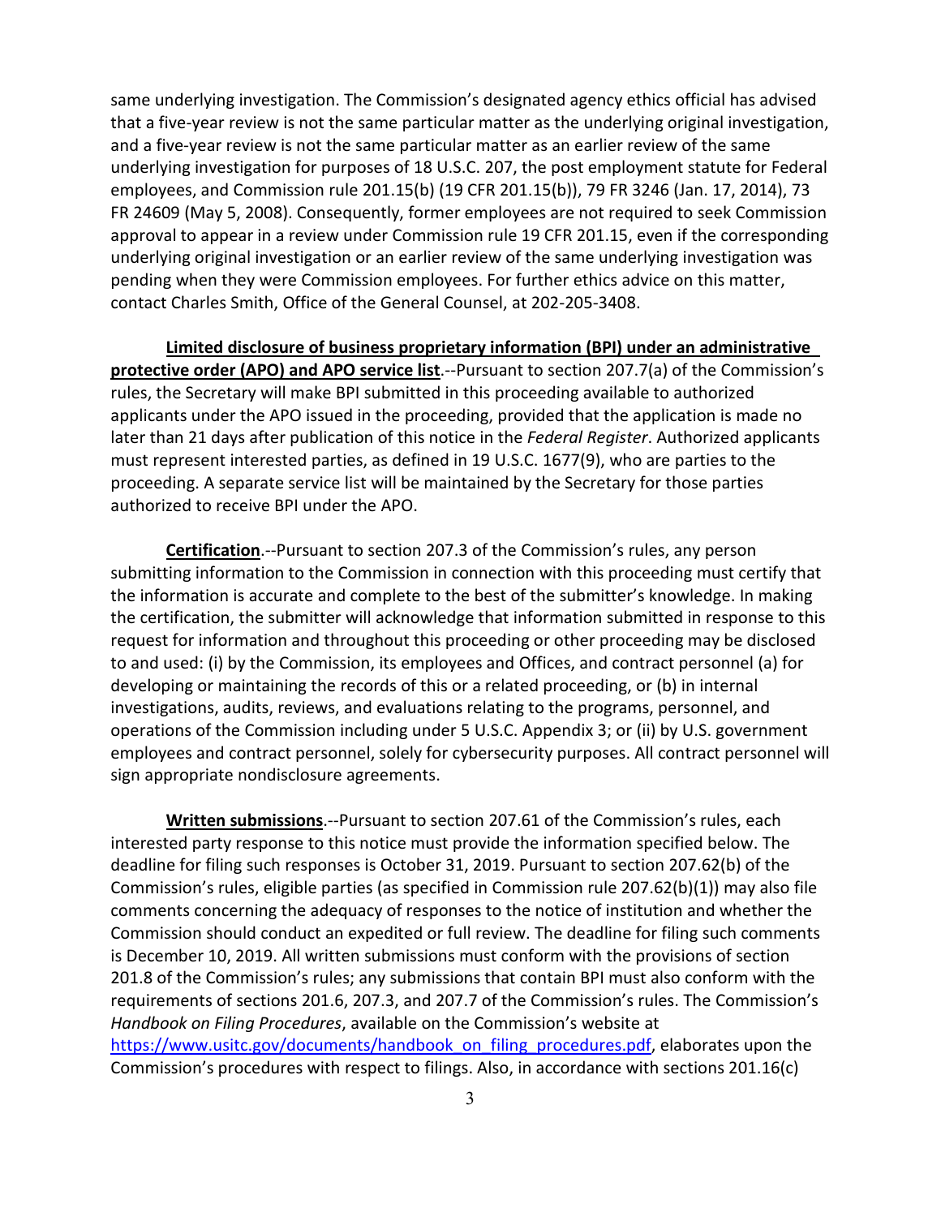same underlying investigation. The Commission's designated agency ethics official has advised that a five-year review is not the same particular matter as the underlying original investigation, and a five-year review is not the same particular matter as an earlier review of the same underlying investigation for purposes of 18 U.S.C. 207, the post employment statute for Federal employees, and Commission rule 201.15(b) (19 CFR 201.15(b)), 79 FR 3246 (Jan. 17, 2014), 73 FR 24609 (May 5, 2008). Consequently, former employees are not required to seek Commission approval to appear in a review under Commission rule 19 CFR 201.15, even if the corresponding underlying original investigation or an earlier review of the same underlying investigation was pending when they were Commission employees. For further ethics advice on this matter, contact Charles Smith, Office of the General Counsel, at 202-205-3408.

**Limited disclosure of business proprietary information (BPI) under an administrative protective order (APO) and APO service list**.--Pursuant to section 207.7(a) of the Commission's rules, the Secretary will make BPI submitted in this proceeding available to authorized applicants under the APO issued in the proceeding, provided that the application is made no later than 21 days after publication of this notice in the *Federal Register*. Authorized applicants must represent interested parties, as defined in 19 U.S.C. 1677(9), who are parties to the proceeding. A separate service list will be maintained by the Secretary for those parties authorized to receive BPI under the APO.

**Certification**.--Pursuant to section 207.3 of the Commission's rules, any person submitting information to the Commission in connection with this proceeding must certify that the information is accurate and complete to the best of the submitter's knowledge. In making the certification, the submitter will acknowledge that information submitted in response to this request for information and throughout this proceeding or other proceeding may be disclosed to and used: (i) by the Commission, its employees and Offices, and contract personnel (a) for developing or maintaining the records of this or a related proceeding, or (b) in internal investigations, audits, reviews, and evaluations relating to the programs, personnel, and operations of the Commission including under 5 U.S.C. Appendix 3; or (ii) by U.S. government employees and contract personnel, solely for cybersecurity purposes. All contract personnel will sign appropriate nondisclosure agreements.

**Written submissions**.--Pursuant to section 207.61 of the Commission's rules, each interested party response to this notice must provide the information specified below. The deadline for filing such responses is October 31, 2019. Pursuant to section 207.62(b) of the Commission's rules, eligible parties (as specified in Commission rule 207.62(b)(1)) may also file comments concerning the adequacy of responses to the notice of institution and whether the Commission should conduct an expedited or full review. The deadline for filing such comments is December 10, 2019. All written submissions must conform with the provisions of section 201.8 of the Commission's rules; any submissions that contain BPI must also conform with the requirements of sections 201.6, 207.3, and 207.7 of the Commission's rules. The Commission's *Handbook on Filing Procedures*, available on the Commission's website at https://www.usitc.gov/documents/handbook_on_filing_procedures.pdf, elaborates upon the Commission's procedures with respect to filings. Also, in accordance with sections 201.16(c)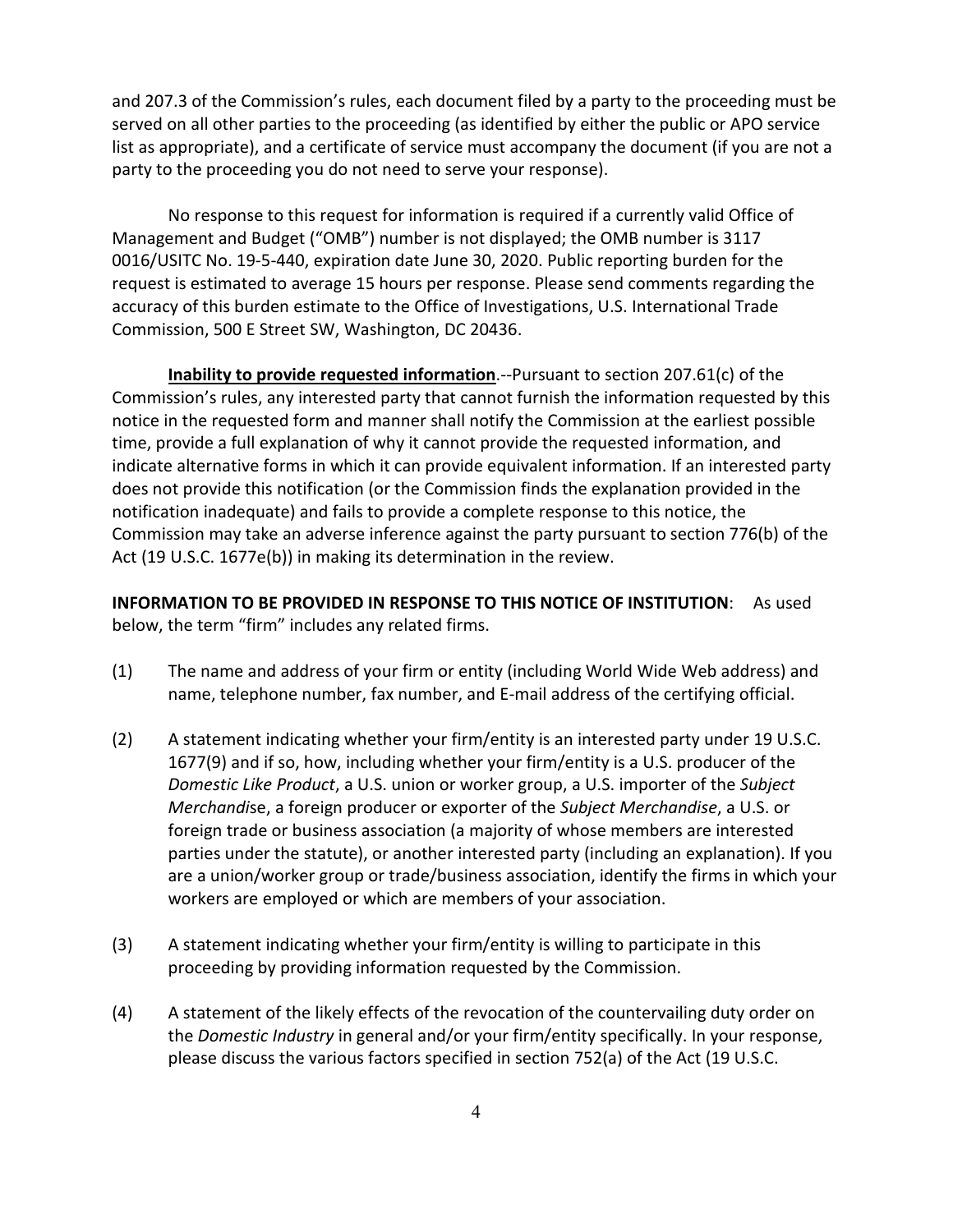and 207.3 of the Commission's rules, each document filed by a party to the proceeding must be served on all other parties to the proceeding (as identified by either the public or APO service list as appropriate), and a certificate of service must accompany the document (if you are not a party to the proceeding you do not need to serve your response).

No response to this request for information is required if a currently valid Office of Management and Budget ("OMB") number is not displayed; the OMB number is 3117 0016/USITC No. 19-5-440, expiration date June 30, 2020. Public reporting burden for the request is estimated to average 15 hours per response. Please send comments regarding the accuracy of this burden estimate to the Office of Investigations, U.S. International Trade Commission, 500 E Street SW, Washington, DC 20436.

**Inability to provide requested information**.--Pursuant to section 207.61(c) of the Commission's rules, any interested party that cannot furnish the information requested by this notice in the requested form and manner shall notify the Commission at the earliest possible time, provide a full explanation of why it cannot provide the requested information, and indicate alternative forms in which it can provide equivalent information. If an interested party does not provide this notification (or the Commission finds the explanation provided in the notification inadequate) and fails to provide a complete response to this notice, the Commission may take an adverse inference against the party pursuant to section 776(b) of the Act (19 U.S.C. 1677e(b)) in making its determination in the review.

**INFORMATION TO BE PROVIDED IN RESPONSE TO THIS NOTICE OF INSTITUTION**: As used below, the term "firm" includes any related firms.

(1) The name and address of your firm or entity (including World Wide Web address) and name, telephone number, fax number, and E-mail address of the certifying official.

(2) A statement indicating whether your firm/entity is an interested party under 19 U.S.C. 1677(9) and if so, how, including whether your firm/entity is a U.S. producer of the *Domestic Like Product*, a U.S. union or worker group, a U.S. importer of the *Subject Merchandise*, a foreign producer or exporter of the *Subject Merchandise*, a U.S. or foreign trade or business association (a majority of whose members are interested parties under the statute), or another interested party (including an explanation). If you are a union/worker group or trade/business association, identify the firms in which your workers are employed or which are members of your association.

(3) A statement indicating whether your firm/entity is willing to participate in this proceeding by providing information requested by the Commission.

(4) A statement of the likely effects of the revocation of the countervailing duty order on the *Domestic Industry* in general and/or your firm/entity specifically. In your response, please discuss the various factors specified in section 752(a) of the Act (19 U.S.C.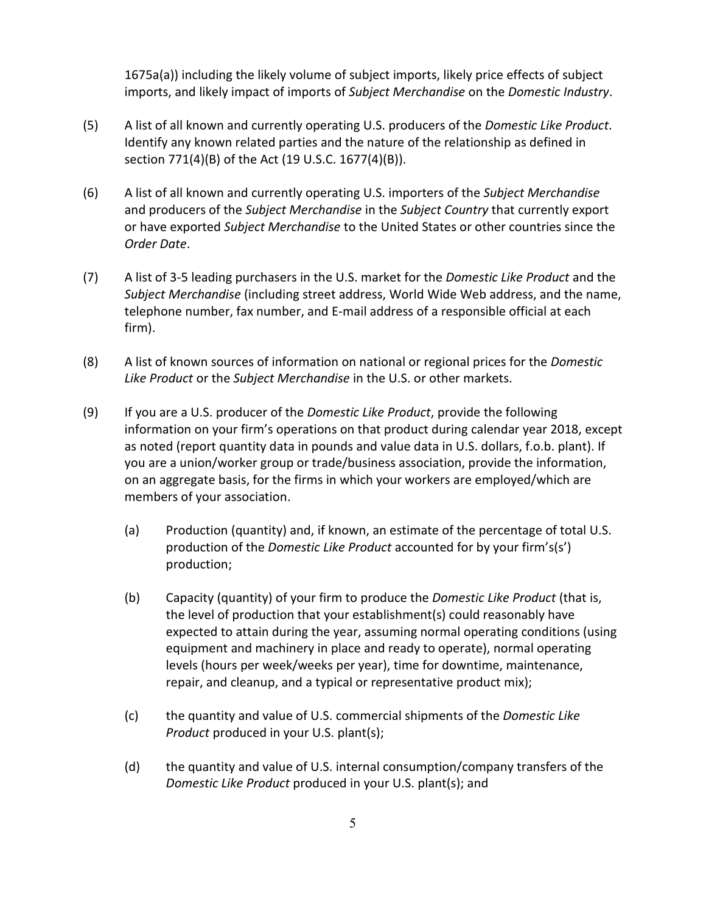1675a(a)) including the likely volume of subject imports, likely price effects of subject imports, and likely impact of imports of *Subject Merchandise* on the *Domestic Industry*.

(5) A list of all known and currently operating U.S. producers of the *Domestic Like Product*. Identify any known related parties and the nature of the relationship as defined in section 771(4)(B) of the Act (19 U.S.C. 1677(4)(B)).

(6) A list of all known and currently operating U.S. importers of the *Subject Merchandise* and producers of the *Subject Merchandise* in the *Subject Country* that currently export or have exported *Subject Merchandise* to the United States or other countries since the *Order Date*.

(7) A list of 3-5 leading purchasers in the U.S. market for the *Domestic Like Product* and the *Subject Merchandise* (including street address, World Wide Web address, and the name, telephone number, fax number, and E-mail address of a responsible official at each firm).

(8) A list of known sources of information on national or regional prices for the *Domestic Like Product* or the *Subject Merchandise* in the U.S. or other markets.

(9) If you are a U.S. producer of the *Domestic Like Product*, provide the following information on your firm's operations on that product during calendar year 2018, except as noted (report quantity data in pounds and value data in U.S. dollars, f.o.b. plant). If you are a union/worker group or trade/business association, provide the information, on an aggregate basis, for the firms in which your workers are employed/which are members of your association.

   (a) Production (quantity) and, if known, an estimate of the percentage of total U.S. production of the *Domestic Like Product* accounted for by your firm's(s') production;

   (b) Capacity (quantity) of your firm to produce the *Domestic Like Product* (that is, the level of production that your establishment(s) could reasonably have expected to attain during the year, assuming normal operating conditions (using equipment and machinery in place and ready to operate), normal operating levels (hours per week/weeks per year), time for downtime, maintenance, repair, and cleanup, and a typical or representative product mix);

   (c) the quantity and value of U.S. commercial shipments of the *Domestic Like Product* produced in your U.S. plant(s);

   (d) the quantity and value of U.S. internal consumption/company transfers of the *Domestic Like Product* produced in your U.S. plant(s); and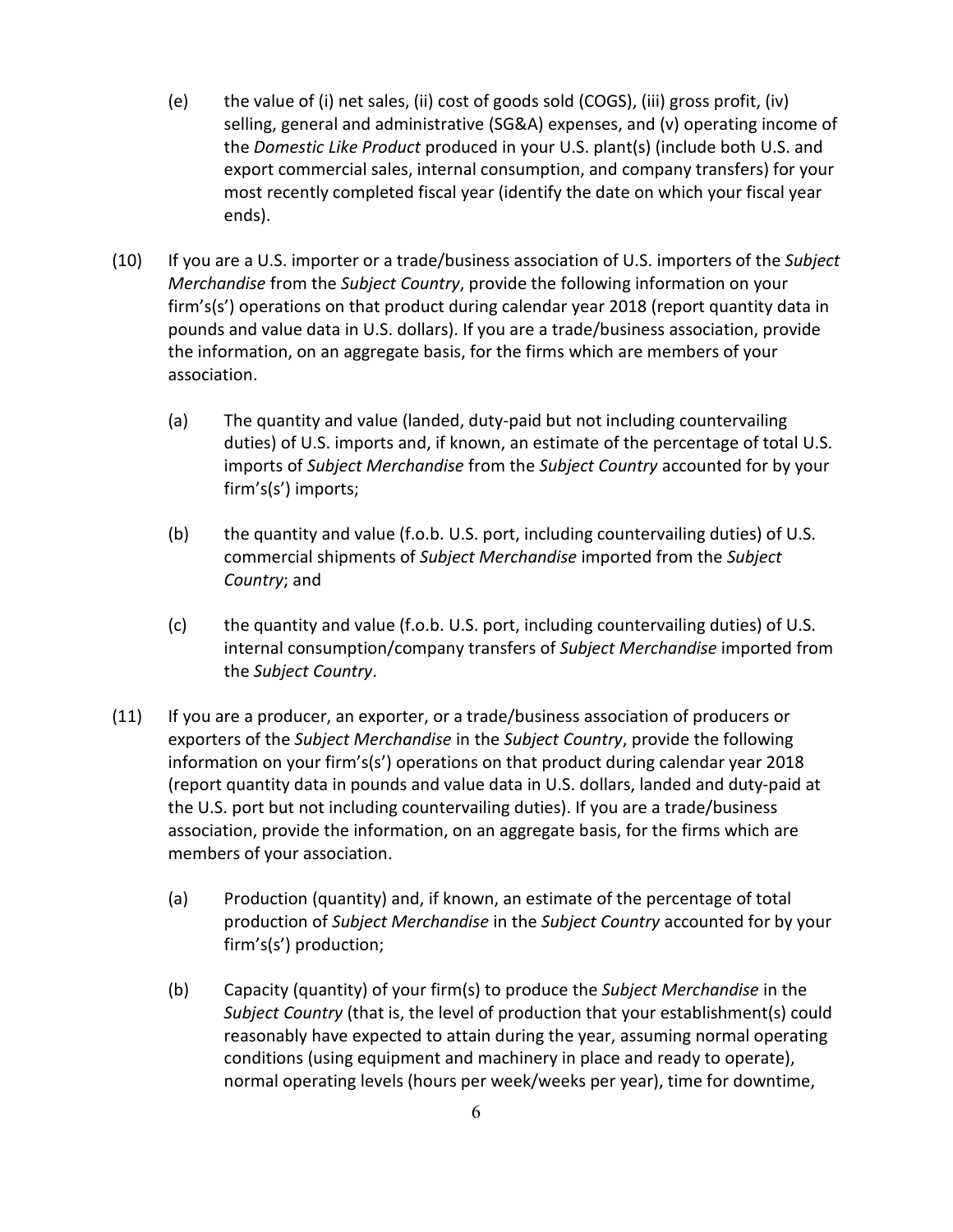(e) the value of (i) net sales, (ii) cost of goods sold (COGS), (iii) gross profit, (iv) selling, general and administrative (SG&A) expenses, and (v) operating income of the *Domestic Like Product* produced in your U.S. plant(s) (include both U.S. and export commercial sales, internal consumption, and company transfers) for your most recently completed fiscal year (identify the date on which your fiscal year ends).

(10) If you are a U.S. importer or a trade/business association of U.S. importers of the *Subject Merchandise* from the *Subject Country*, provide the following information on your firm's(s') operations on that product during calendar year 2018 (report quantity data in pounds and value data in U.S. dollars). If you are a trade/business association, provide the information, on an aggregate basis, for the firms which are members of your association.

(a) The quantity and value (landed, duty-paid but not including countervailing duties) of U.S. imports and, if known, an estimate of the percentage of total U.S. imports of *Subject Merchandise* from the *Subject Country* accounted for by your firm's(s') imports;

(b) the quantity and value (f.o.b. U.S. port, including countervailing duties) of U.S. commercial shipments of *Subject Merchandise* imported from the *Subject Country*; and

(c) the quantity and value (f.o.b. U.S. port, including countervailing duties) of U.S. internal consumption/company transfers of *Subject Merchandise* imported from the *Subject Country*.

(11) If you are a producer, an exporter, or a trade/business association of producers or exporters of the *Subject Merchandise* in the *Subject Country*, provide the following information on your firm's(s') operations on that product during calendar year 2018 (report quantity data in pounds and value data in U.S. dollars, landed and duty-paid at the U.S. port but not including countervailing duties). If you are a trade/business association, provide the information, on an aggregate basis, for the firms which are members of your association.

(a) Production (quantity) and, if known, an estimate of the percentage of total production of *Subject Merchandise* in the *Subject Country* accounted for by your firm's(s') production;

(b) Capacity (quantity) of your firm(s) to produce the *Subject Merchandise* in the *Subject Country* (that is, the level of production that your establishment(s) could reasonably have expected to attain during the year, assuming normal operating conditions (using equipment and machinery in place and ready to operate), normal operating levels (hours per week/weeks per year), time for downtime,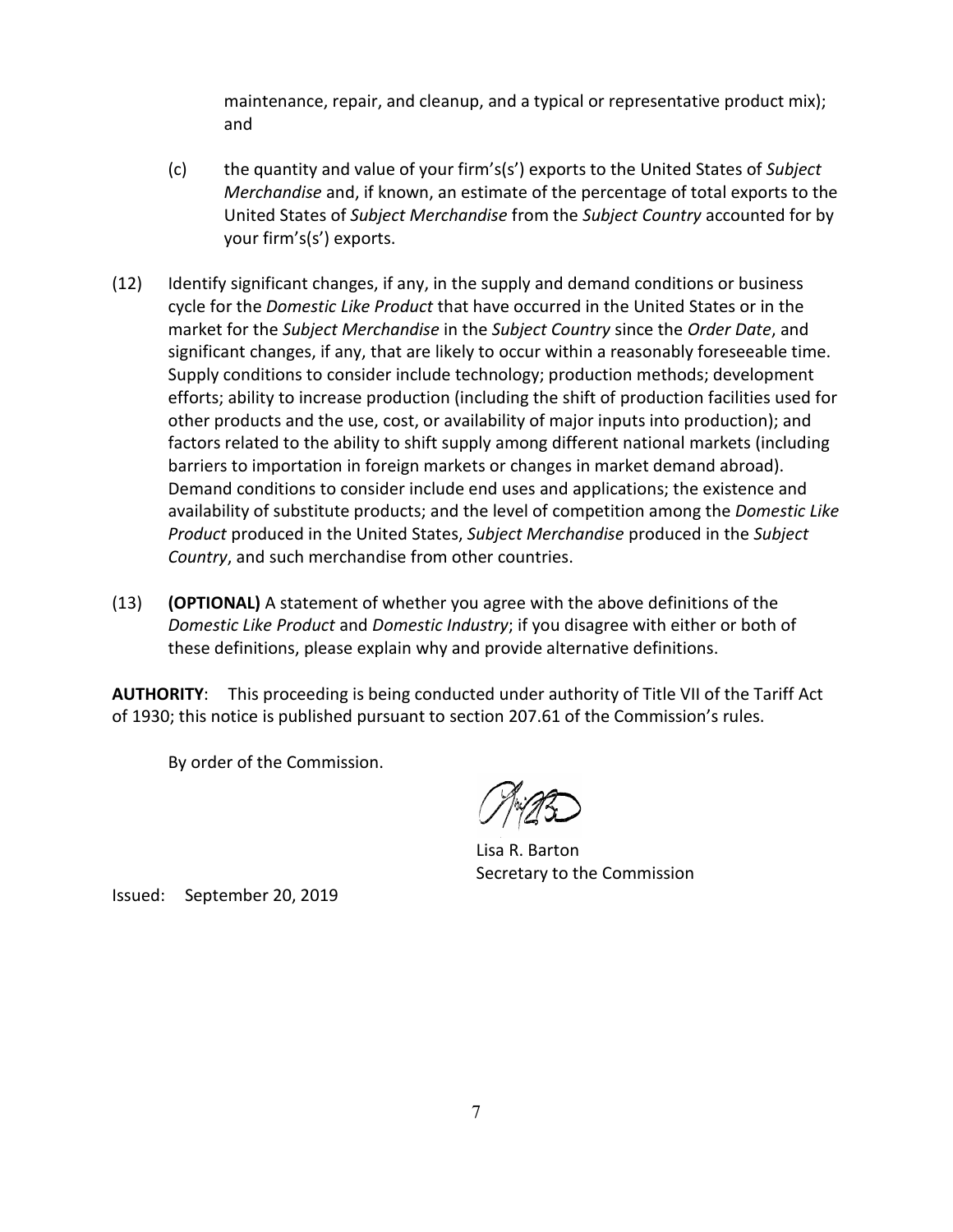maintenance, repair, and cleanup, and a typical or representative product mix); and

(c) the quantity and value of your firm's(s') exports to the United States of *Subject Merchandise* and, if known, an estimate of the percentage of total exports to the United States of *Subject Merchandise* from the *Subject Country* accounted for by your firm's(s') exports.

(12) Identify significant changes, if any, in the supply and demand conditions or business cycle for the *Domestic Like Product* that have occurred in the United States or in the market for the *Subject Merchandise* in the *Subject Country* since the *Order Date*, and significant changes, if any, that are likely to occur within a reasonably foreseeable time. Supply conditions to consider include technology; production methods; development efforts; ability to increase production (including the shift of production facilities used for other products and the use, cost, or availability of major inputs into production); and factors related to the ability to shift supply among different national markets (including barriers to importation in foreign markets or changes in market demand abroad). Demand conditions to consider include end uses and applications; the existence and availability of substitute products; and the level of competition among the *Domestic Like Product* produced in the United States, *Subject Merchandise* produced in the *Subject Country*, and such merchandise from other countries.

(13) **(OPTIONAL)** A statement of whether you agree with the above definitions of the *Domestic Like Product* and *Domestic Industry*; if you disagree with either or both of these definitions, please explain why and provide alternative definitions.

**AUTHORITY**: This proceeding is being conducted under authority of Title VII of the Tariff Act of 1930; this notice is published pursuant to section 207.61 of the Commission's rules.

By order of the Commission.

Lisa R. Barton
Secretary to the Commission

Issued: September 20, 2019